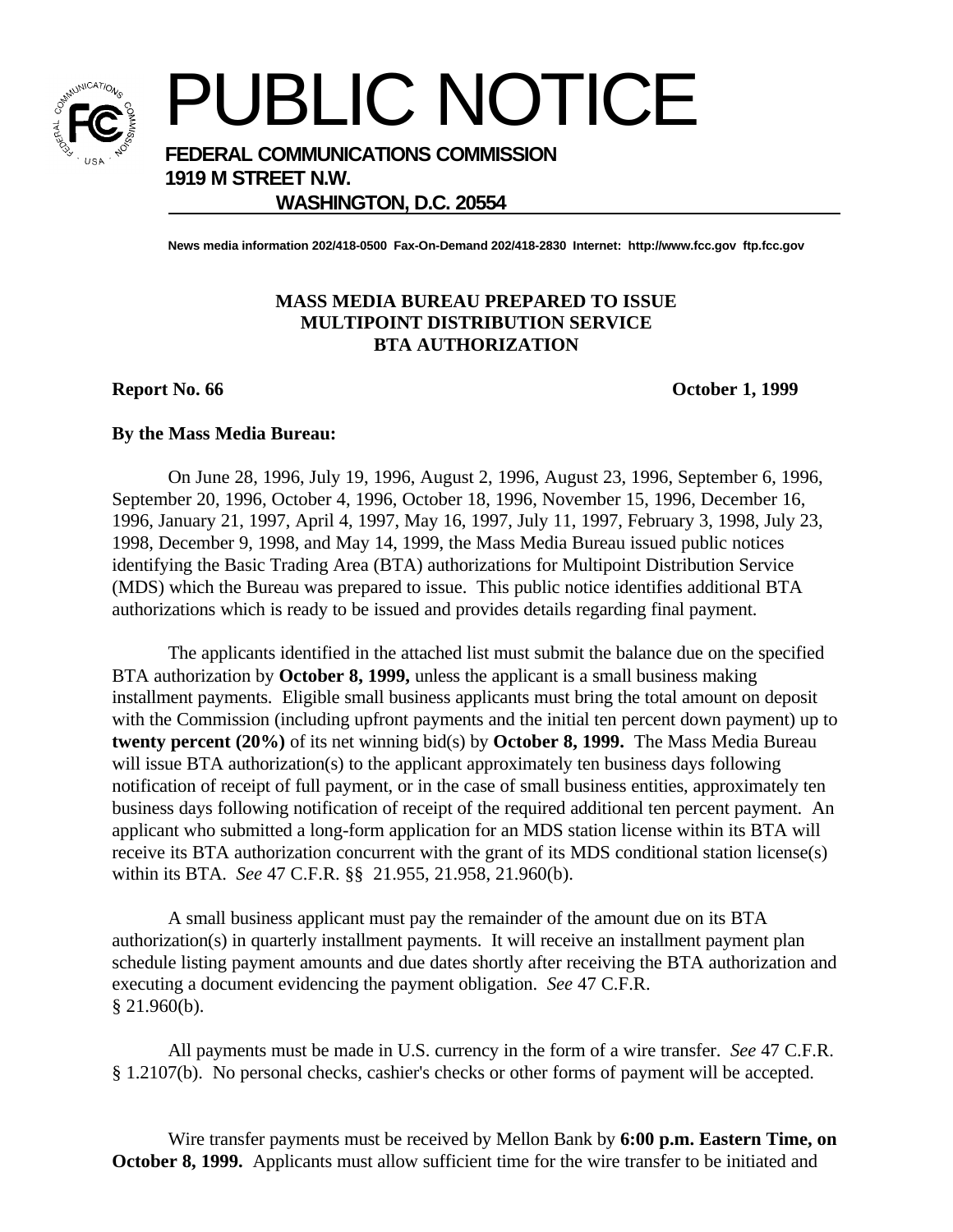# PUBLIC NOTICE

**FEDERAL COMMUNICATIONS COMMISSION**
**1919 M STREET N.W.**
**WASHINGTON, D.C. 20554**

**News media information 202/418-0500 Fax-On-Demand 202/418-2830 Internet: http://www.fcc.gov ftp.fcc.gov**

## MASS MEDIA BUREAU PREPARED TO ISSUE MULTIPOINT DISTRIBUTION SERVICE BTA AUTHORIZATION

**Report No. 66** **October 1, 1999**

**By the Mass Media Bureau:**

On June 28, 1996, July 19, 1996, August 2, 1996, August 23, 1996, September 6, 1996, September 20, 1996, October 4, 1996, October 18, 1996, November 15, 1996, December 16, 1996, January 21, 1997, April 4, 1997, May 16, 1997, July 11, 1997, February 3, 1998, July 23, 1998, December 9, 1998, and May 14, 1999, the Mass Media Bureau issued public notices identifying the Basic Trading Area (BTA) authorizations for Multipoint Distribution Service (MDS) which the Bureau was prepared to issue. This public notice identifies additional BTA authorizations which is ready to be issued and provides details regarding final payment.

The applicants identified in the attached list must submit the balance due on the specified BTA authorization by **October 8, 1999,** unless the applicant is a small business making installment payments. Eligible small business applicants must bring the total amount on deposit with the Commission (including upfront payments and the initial ten percent down payment) up to **twenty percent (20%)** of its net winning bid(s) by **October 8, 1999.** The Mass Media Bureau will issue BTA authorization(s) to the applicant approximately ten business days following notification of receipt of full payment, or in the case of small business entities, approximately ten business days following notification of receipt of the required additional ten percent payment. An applicant who submitted a long-form application for an MDS station license within its BTA will receive its BTA authorization concurrent with the grant of its MDS conditional station license(s) within its BTA. *See* 47 C.F.R. §§ 21.955, 21.958, 21.960(b).

A small business applicant must pay the remainder of the amount due on its BTA authorization(s) in quarterly installment payments. It will receive an installment payment plan schedule listing payment amounts and due dates shortly after receiving the BTA authorization and executing a document evidencing the payment obligation. *See* 47 C.F.R. § 21.960(b).

All payments must be made in U.S. currency in the form of a wire transfer. *See* 47 C.F.R. § 1.2107(b). No personal checks, cashier's checks or other forms of payment will be accepted.

Wire transfer payments must be received by Mellon Bank by **6:00 p.m. Eastern Time, on October 8, 1999.** Applicants must allow sufficient time for the wire transfer to be initiated and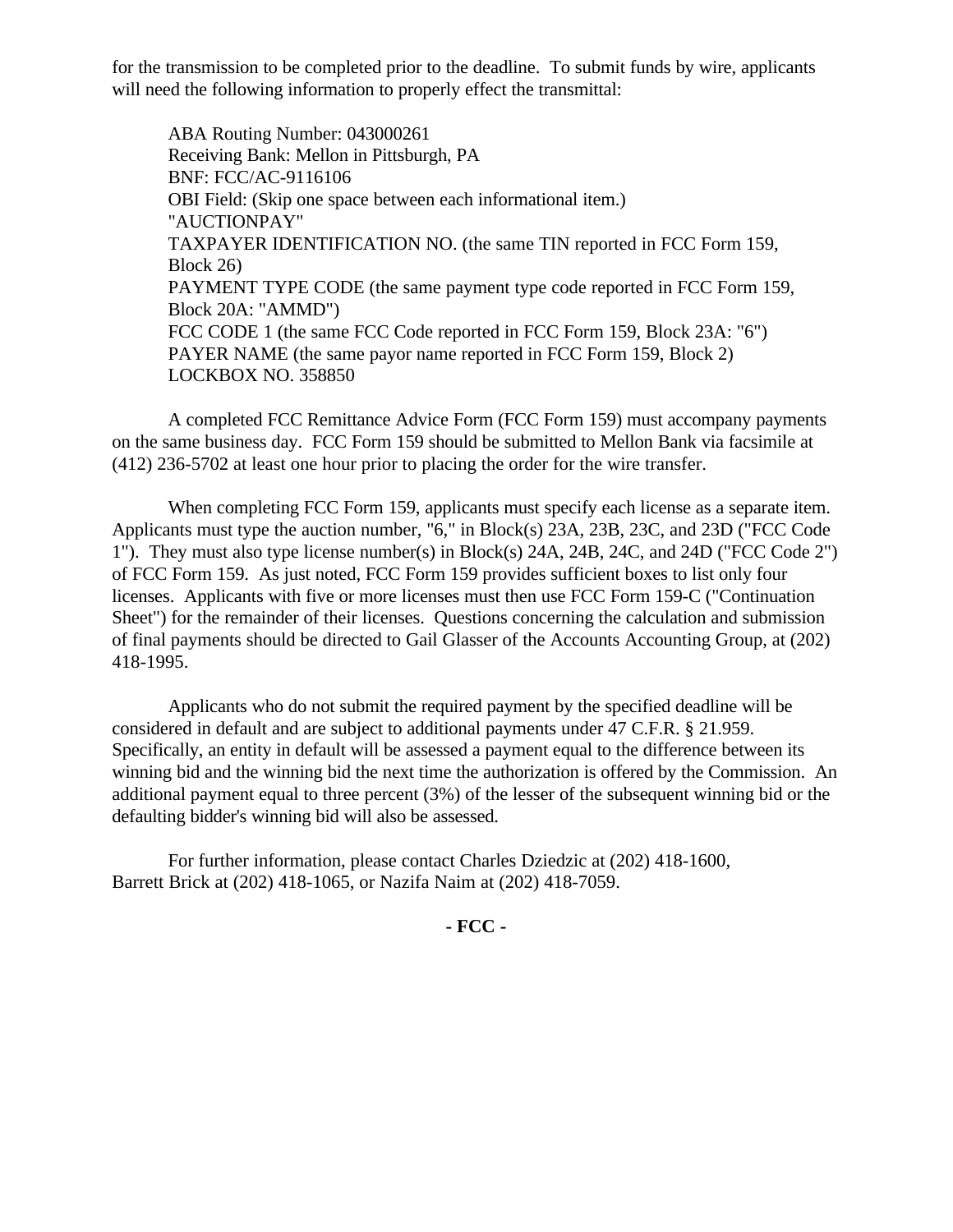for the transmission to be completed prior to the deadline. To submit funds by wire, applicants will need the following information to properly effect the transmittal:

ABA Routing Number: 043000261
Receiving Bank: Mellon in Pittsburgh, PA
BNF: FCC/AC-9116106
OBI Field: (Skip one space between each informational item.)
"AUCTIONPAY"
TAXPAYER IDENTIFICATION NO. (the same TIN reported in FCC Form 159, Block 26)
PAYMENT TYPE CODE (the same payment type code reported in FCC Form 159, Block 20A: "AMMD")
FCC CODE 1 (the same FCC Code reported in FCC Form 159, Block 23A: "6")
PAYER NAME (the same payor name reported in FCC Form 159, Block 2)
LOCKBOX NO. 358850

A completed FCC Remittance Advice Form (FCC Form 159) must accompany payments on the same business day. FCC Form 159 should be submitted to Mellon Bank via facsimile at (412) 236-5702 at least one hour prior to placing the order for the wire transfer.

When completing FCC Form 159, applicants must specify each license as a separate item. Applicants must type the auction number, "6," in Block(s) 23A, 23B, 23C, and 23D ("FCC Code 1"). They must also type license number(s) in Block(s) 24A, 24B, 24C, and 24D ("FCC Code 2") of FCC Form 159. As just noted, FCC Form 159 provides sufficient boxes to list only four licenses. Applicants with five or more licenses must then use FCC Form 159-C ("Continuation Sheet") for the remainder of their licenses. Questions concerning the calculation and submission of final payments should be directed to Gail Glasser of the Accounts Accounting Group, at (202) 418-1995.

Applicants who do not submit the required payment by the specified deadline will be considered in default and are subject to additional payments under 47 C.F.R. § 21.959. Specifically, an entity in default will be assessed a payment equal to the difference between its winning bid and the winning bid the next time the authorization is offered by the Commission. An additional payment equal to three percent (3%) of the lesser of the subsequent winning bid or the defaulting bidder's winning bid will also be assessed.

For further information, please contact Charles Dziedzic at (202) 418-1600, Barrett Brick at (202) 418-1065, or Nazifa Naim at (202) 418-7059.

**- FCC -**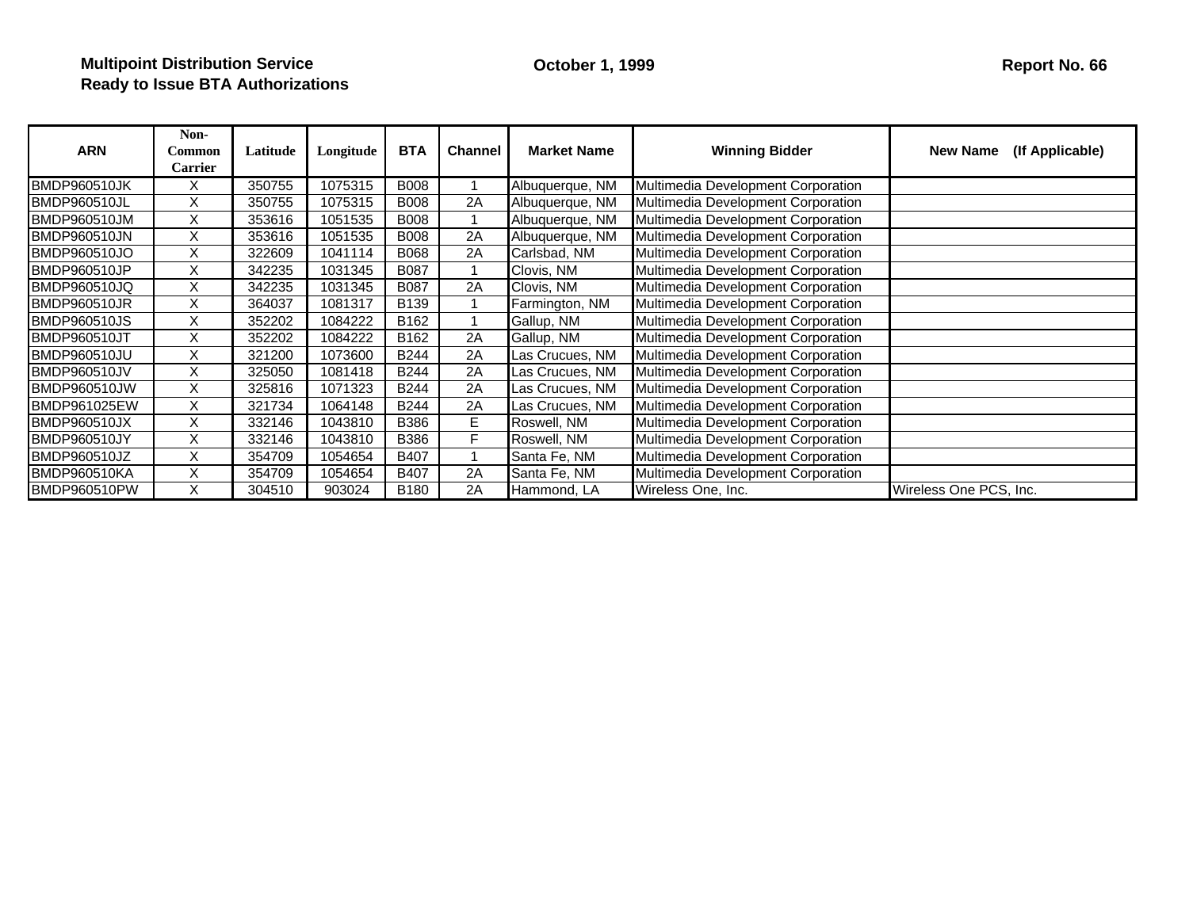**Multipoint Distribution Service**
**Ready to Issue BTA Authorizations**

**October 1, 1999**

**Report No. 66**

| ARN | Non-Common Carrier | Latitude | Longitude | BTA | Channel | Market Name | Winning Bidder | New Name (If Applicable) |
|---|---|---|---|---|---|---|---|---|
| BMDP960510JK | X | 350755 | 1075315 | B008 | 1 | Albuquerque, NM | Multimedia Development Corporation | |
| BMDP960510JL | X | 350755 | 1075315 | B008 | 2A | Albuquerque, NM | Multimedia Development Corporation | |
| BMDP960510JM | X | 353616 | 1051535 | B008 | 1 | Albuquerque, NM | Multimedia Development Corporation | |
| BMDP960510JN | X | 353616 | 1051535 | B008 | 2A | Albuquerque, NM | Multimedia Development Corporation | |
| BMDP960510JO | X | 322609 | 1041114 | B068 | 2A | Carlsbad, NM | Multimedia Development Corporation | |
| BMDP960510JP | X | 342235 | 1031345 | B087 | 1 | Clovis, NM | Multimedia Development Corporation | |
| BMDP960510JQ | X | 342235 | 1031345 | B087 | 2A | Clovis, NM | Multimedia Development Corporation | |
| BMDP960510JR | X | 364037 | 1081317 | B139 | 1 | Farmington, NM | Multimedia Development Corporation | |
| BMDP960510JS | X | 352202 | 1084222 | B162 | 1 | Gallup, NM | Multimedia Development Corporation | |
| BMDP960510JT | X | 352202 | 1084222 | B162 | 2A | Gallup, NM | Multimedia Development Corporation | |
| BMDP960510JU | X | 321200 | 1073600 | B244 | 2A | Las Crucues, NM | Multimedia Development Corporation | |
| BMDP960510JV | X | 325050 | 1081418 | B244 | 2A | Las Crucues, NM | Multimedia Development Corporation | |
| BMDP960510JW | X | 325816 | 1071323 | B244 | 2A | Las Crucues, NM | Multimedia Development Corporation | |
| BMDP961025EW | X | 321734 | 1064148 | B244 | 2A | Las Crucues, NM | Multimedia Development Corporation | |
| BMDP960510JX | X | 332146 | 1043810 | B386 | E | Roswell, NM | Multimedia Development Corporation | |
| BMDP960510JY | X | 332146 | 1043810 | B386 | F | Roswell, NM | Multimedia Development Corporation | |
| BMDP960510JZ | X | 354709 | 1054654 | B407 | 1 | Santa Fe, NM | Multimedia Development Corporation | |
| BMDP960510KA | X | 354709 | 1054654 | B407 | 2A | Santa Fe, NM | Multimedia Development Corporation | |
| BMDP960510PW | X | 304510 | 903024 | B180 | 2A | Hammond, LA | Wireless One, Inc. | Wireless One PCS, Inc. |